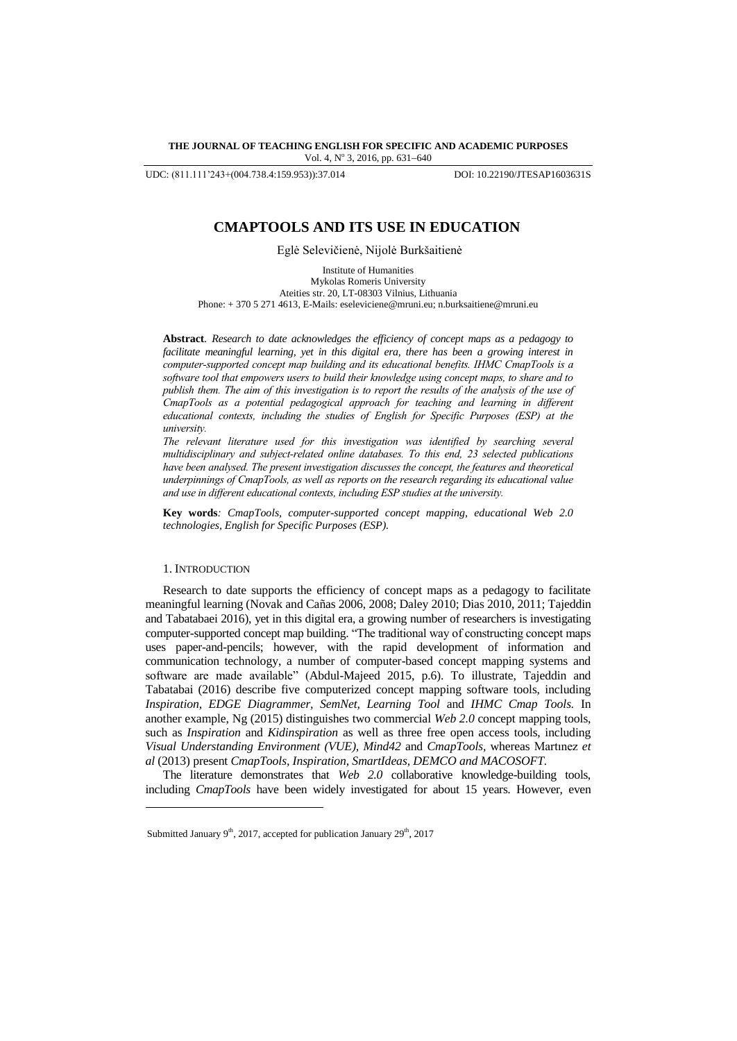UDC: (811.111'243+(004.738.4:159.953)):37.014 DOI: 10.22190/JTESAP1603631S

# CMAPTOOLS AND ITS USE IN EDUCATION

Eglė Selevičienė, Nijolė Burkšaitienė

Institute of Humanities
Mykolas Romeris University
Ateities str. 20, LT-08303 Vilnius, Lithuania
Phone: + 370 5 271 4613, E-Mails: eseleviciene@mruni.eu; n.burksaitiene@mruni.eu

**Abstract**. *Research to date acknowledges the efficiency of concept maps as a pedagogy to facilitate meaningful learning, yet in this digital era, there has been a growing interest in computer-supported concept map building and its educational benefits. IHMC CmapTools is a software tool that empowers users to build their knowledge using concept maps, to share and to publish them. The aim of this investigation is to report the results of the analysis of the use of CmapTools as a potential pedagogical approach for teaching and learning in different educational contexts, including the studies of English for Specific Purposes (ESP) at the university.*

*The relevant literature used for this investigation was identified by searching several multidisciplinary and subject-related online databases. To this end, 23 selected publications have been analysed. The present investigation discusses the concept, the features and theoretical underpinnings of CmapTools, as well as reports on the research regarding its educational value and use in different educational contexts, including ESP studies at the university.*

**Key words***: CmapTools, computer-supported concept mapping, educational Web 2.0 technologies, English for Specific Purposes (ESP).*

## 1. Introduction

Research to date supports the efficiency of concept maps as a pedagogy to facilitate meaningful learning (Novak and Cañas 2006, 2008; Daley 2010; Dias 2010, 2011; Tajeddin and Tabatabaei 2016), yet in this digital era, a growing number of researchers is investigating computer-supported concept map building. "The traditional way of constructing concept maps uses paper-and-pencils; however, with the rapid development of information and communication technology, a number of computer-based concept mapping systems and software are made available" (Abdul-Majeed 2015, p.6). To illustrate, Tajeddin and Tabatabai (2016) describe five computerized concept mapping software tools, including *Inspiration, EDGE Diagrammer, SemNet, Learning Tool* and *IHMC Cmap Tools.* In another example, Ng (2015) distinguishes two commercial *Web 2.0* concept mapping tools, such as *Inspiration* and *Kidinspiration* as well as three free open access tools, including *Visual Understanding Environment (VUE), Mind42* and *CmapTools*, whereas Martınez *et al* (2013) present *CmapTools, Inspiration, SmartIdeas, DEMCO and MACOSOFT.*

The literature demonstrates that *Web 2.0* collaborative knowledge-building tools, including *CmapTools* have been widely investigated for about 15 years. However, even

Submitted January 9th, 2017, accepted for publication January 29th, 2017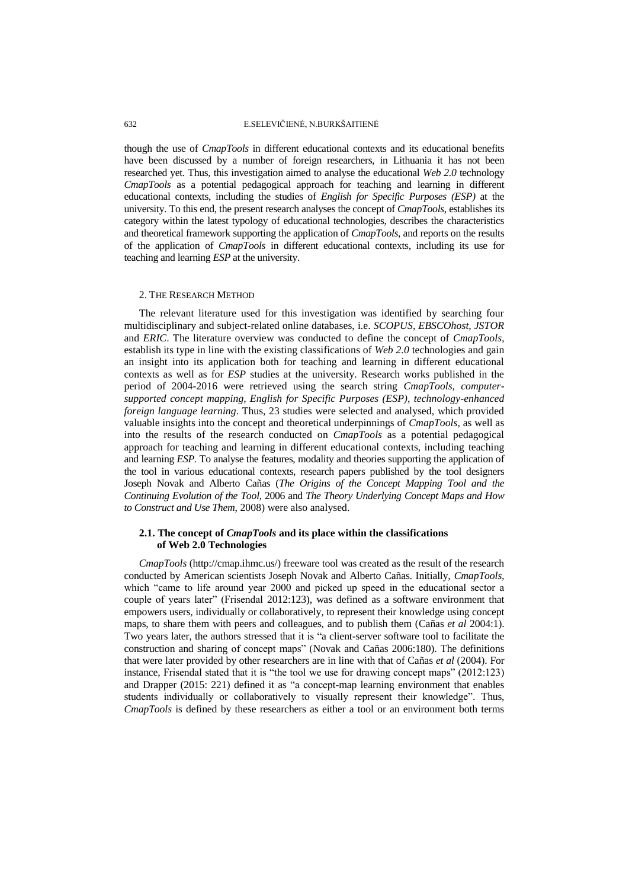though the use of *CmapTools* in different educational contexts and its educational benefits have been discussed by a number of foreign researchers, in Lithuania it has not been researched yet. Thus, this investigation aimed to analyse the educational *Web 2.0* technology *CmapTools* as a potential pedagogical approach for teaching and learning in different educational contexts, including the studies of *English for Specific Purposes (ESP)* at the university. To this end, the present research analyses the concept of *CmapTools*, establishes its category within the latest typology of educational technologies, describes the characteristics and theoretical framework supporting the application of *CmapTools*, and reports on the results of the application of *CmapTools* in different educational contexts, including its use for teaching and learning *ESP* at the university.

## 2. The Research Method

The relevant literature used for this investigation was identified by searching four multidisciplinary and subject-related online databases, i.e. *SCOPUS, EBSCOhost, JSTOR* and *ERIC*. The literature overview was conducted to define the concept of *CmapTools*, establish its type in line with the existing classifications of *Web 2.0* technologies and gain an insight into its application both for teaching and learning in different educational contexts as well as for *ESP* studies at the university. Research works published in the period of 2004-2016 were retrieved using the search string *CmapTools, computer-supported concept mapping, English for Specific Purposes (ESP), technology-enhanced foreign language learning*. Thus, 23 studies were selected and analysed, which provided valuable insights into the concept and theoretical underpinnings of *CmapTools,* as well as into the results of the research conducted on *CmapTools* as a potential pedagogical approach for teaching and learning in different educational contexts, including teaching and learning *ESP*. To analyse the features, modality and theories supporting the application of the tool in various educational contexts, research papers published by the tool designers Joseph Novak and Alberto Cañas (*The Origins of the Concept Mapping Tool and the Continuing Evolution of the Tool*, 2006 and *The Theory Underlying Concept Maps and How to Construct and Use Them*, 2008) were also analysed.

### 2.1. The concept of *CmapTools* and its place within the classifications of Web 2.0 Technologies

*CmapTools* (http://cmap.ihmc.us/) freeware tool was created as the result of the research conducted by American scientists Joseph Novak and Alberto Cañas. Initially, *CmapTools,* which "came to life around year 2000 and picked up speed in the educational sector a couple of years later" (Frisendal 2012:123), was defined as a software environment that empowers users, individually or collaboratively, to represent their knowledge using concept maps, to share them with peers and colleagues, and to publish them (Cañas *et al* 2004:1). Two years later, the authors stressed that it is "a client-server software tool to facilitate the construction and sharing of concept maps" (Novak and Cañas 2006:180). The definitions that were later provided by other researchers are in line with that of Cañas *et al* (2004). For instance, Frisendal stated that it is "the tool we use for drawing concept maps" (2012:123) and Drapper (2015: 221) defined it as "a concept-map learning environment that enables students individually or collaboratively to visually represent their knowledge". Thus, *CmapTools* is defined by these researchers as either a tool or an environment both terms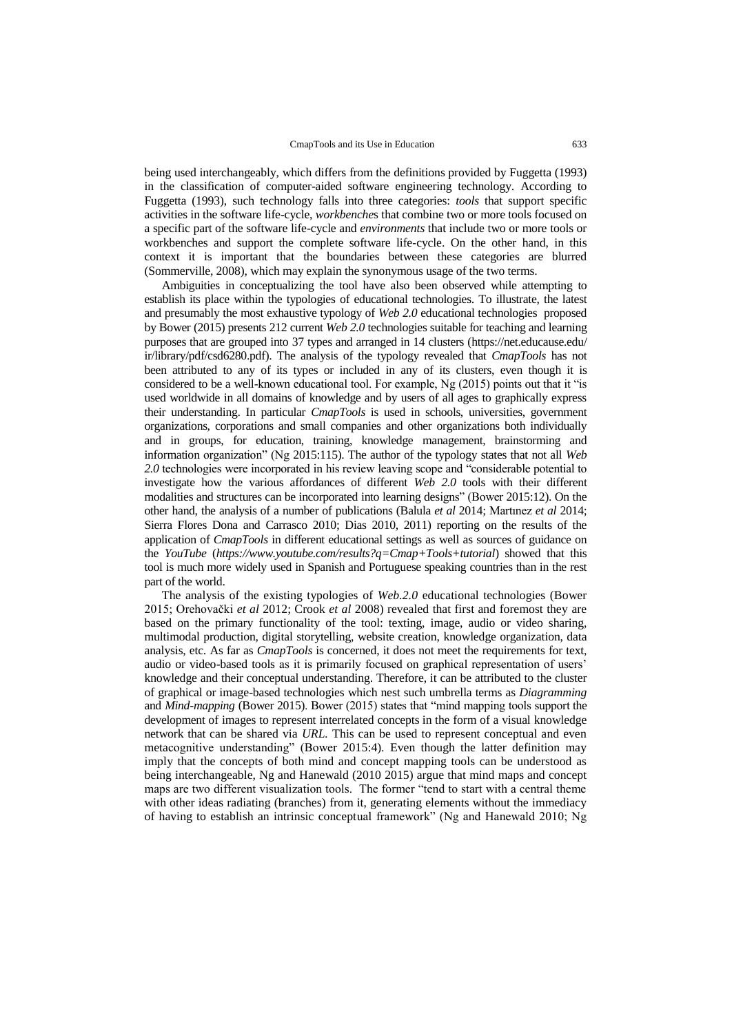being used interchangeably, which differs from the definitions provided by Fuggetta (1993) in the classification of computer-aided software engineering technology. According to Fuggetta (1993), such technology falls into three categories: *tools* that support specific activities in the software life-cycle, *workbenche*s that combine two or more tools focused on a specific part of the software life-cycle and *environments* that include two or more tools or workbenches and support the complete software life-cycle. On the other hand, in this context it is important that the boundaries between these categories are blurred (Sommerville, 2008), which may explain the synonymous usage of the two terms.

Ambiguities in conceptualizing the tool have also been observed while attempting to establish its place within the typologies of educational technologies. To illustrate, the latest and presumably the most exhaustive typology of *Web 2.0* educational technologies proposed by Bower (2015) presents 212 current *Web 2.0* technologies suitable for teaching and learning purposes that are grouped into 37 types and arranged in 14 clusters (https://net.educause.edu/ir/library/pdf/csd6280.pdf). The analysis of the typology revealed that *CmapTools* has not been attributed to any of its types or included in any of its clusters, even though it is considered to be a well-known educational tool. For example, Ng (2015) points out that it "is used worldwide in all domains of knowledge and by users of all ages to graphically express their understanding. In particular *CmapTools* is used in schools, universities, government organizations, corporations and small companies and other organizations both individually and in groups, for education, training, knowledge management, brainstorming and information organization" (Ng 2015:115). The author of the typology states that not all *Web 2.0* technologies were incorporated in his review leaving scope and "considerable potential to investigate how the various affordances of different *Web 2.0* tools with their different modalities and structures can be incorporated into learning designs" (Bower 2015:12). On the other hand, the analysis of a number of publications (Balula *et al* 2014; Martınez *et al* 2014; Sierra Flores Dona and Carrasco 2010; Dias 2010, 2011) reporting on the results of the application of *CmapTools* in different educational settings as well as sources of guidance on the *YouTube* (*https://www.youtube.com/results?q=Cmap+Tools+tutorial*) showed that this tool is much more widely used in Spanish and Portuguese speaking countries than in the rest part of the world.

The analysis of the existing typologies of *Web.2.0* educational technologies (Bower 2015; Orehovački *et al* 2012; Crook *et al* 2008) revealed that first and foremost they are based on the primary functionality of the tool: texting, image, audio or video sharing, multimodal production, digital storytelling, website creation, knowledge organization, data analysis, etc. As far as *CmapTools* is concerned, it does not meet the requirements for text, audio or video-based tools as it is primarily focused on graphical representation of users' knowledge and their conceptual understanding. Therefore, it can be attributed to the cluster of graphical or image-based technologies which nest such umbrella terms as *Diagramming* and *Mind-mapping* (Bower 2015). Bower (2015) states that "mind mapping tools support the development of images to represent interrelated concepts in the form of a visual knowledge network that can be shared via *URL*. This can be used to represent conceptual and even metacognitive understanding" (Bower 2015:4). Even though the latter definition may imply that the concepts of both mind and concept mapping tools can be understood as being interchangeable, Ng and Hanewald (2010 2015) argue that mind maps and concept maps are two different visualization tools. The former "tend to start with a central theme with other ideas radiating (branches) from it, generating elements without the immediacy of having to establish an intrinsic conceptual framework" (Ng and Hanewald 2010; Ng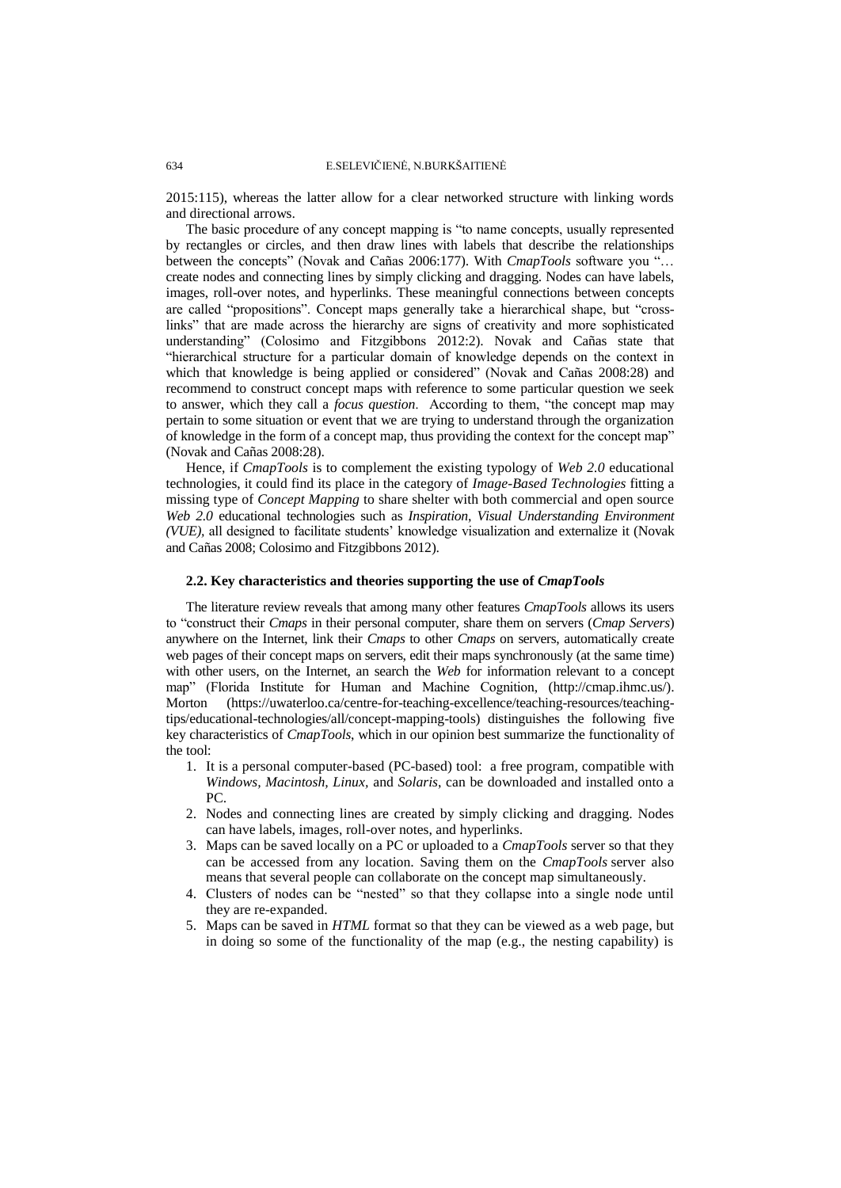2015:115), whereas the latter allow for a clear networked structure with linking words and directional arrows.

The basic procedure of any concept mapping is "to name concepts, usually represented by rectangles or circles, and then draw lines with labels that describe the relationships between the concepts" (Novak and Cañas 2006:177). With *CmapTools* software you "… create nodes and connecting lines by simply clicking and dragging. Nodes can have labels, images, roll-over notes, and hyperlinks. These meaningful connections between concepts are called "propositions". Concept maps generally take a hierarchical shape, but "cross-links" that are made across the hierarchy are signs of creativity and more sophisticated understanding" (Colosimo and Fitzgibbons 2012:2). Novak and Cañas state that "hierarchical structure for a particular domain of knowledge depends on the context in which that knowledge is being applied or considered" (Novak and Cañas 2008:28) and recommend to construct concept maps with reference to some particular question we seek to answer, which they call a *focus question*. According to them, "the concept map may pertain to some situation or event that we are trying to understand through the organization of knowledge in the form of a concept map, thus providing the context for the concept map" (Novak and Cañas 2008:28).

Hence, if *CmapTools* is to complement the existing typology of *Web 2.0* educational technologies, it could find its place in the category of *Image-Based Technologies* fitting a missing type of *Concept Mapping* to share shelter with both commercial and open source *Web 2.0* educational technologies such as *Inspiration*, *Visual Understanding Environment (VUE)*, all designed to facilitate students' knowledge visualization and externalize it (Novak and Cañas 2008; Colosimo and Fitzgibbons 2012).

### 2.2. Key characteristics and theories supporting the use of *CmapTools*

The literature review reveals that among many other features *CmapTools* allows its users to "construct their *Cmaps* in their personal computer, share them on servers (*Cmap Servers*) anywhere on the Internet, link their *Cmaps* to other *Cmaps* on servers, automatically create web pages of their concept maps on servers, edit their maps synchronously (at the same time) with other users, on the Internet, an search the *Web* for information relevant to a concept map" (Florida Institute for Human and Machine Cognition, (http://cmap.ihmc.us/). Morton (https://uwaterloo.ca/centre-for-teaching-excellence/teaching-resources/teaching-tips/educational-technologies/all/concept-mapping-tools) distinguishes the following five key characteristics of *CmapTools*, which in our opinion best summarize the functionality of the tool:

1. It is a personal computer-based (PC-based) tool: a free program, compatible with *Windows, Macintosh, Linux*, and *Solaris*, can be downloaded and installed onto a PC.
2. Nodes and connecting lines are created by simply clicking and dragging. Nodes can have labels, images, roll-over notes, and hyperlinks.
3. Maps can be saved locally on a PC or uploaded to a *CmapTools* server so that they can be accessed from any location. Saving them on the *CmapTools* server also means that several people can collaborate on the concept map simultaneously.
4. Clusters of nodes can be "nested" so that they collapse into a single node until they are re-expanded.
5. Maps can be saved in *HTML* format so that they can be viewed as a web page, but in doing so some of the functionality of the map (e.g., the nesting capability) is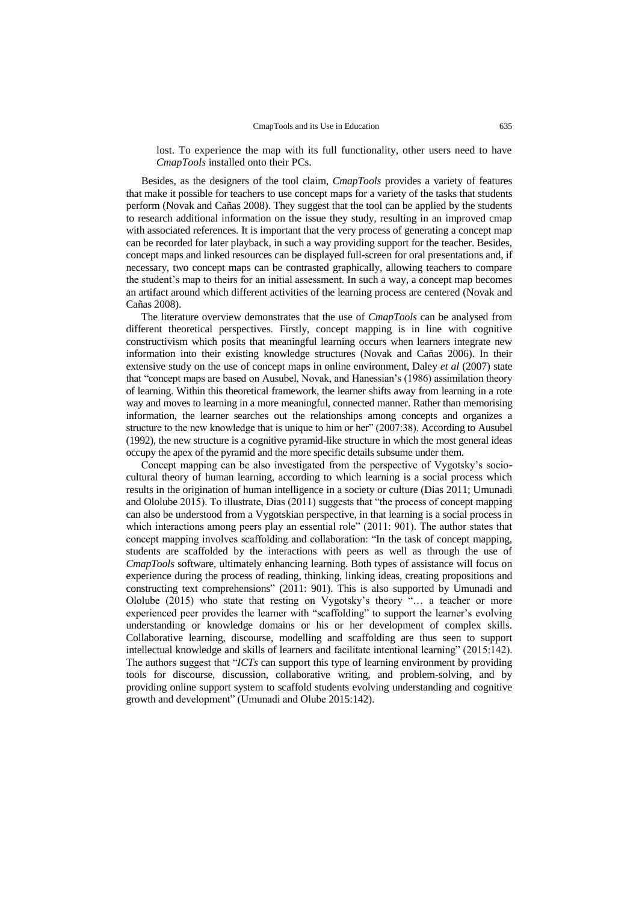lost. To experience the map with its full functionality, other users need to have *CmapTools* installed onto their PCs.

Besides, as the designers of the tool claim, *CmapTools* provides a variety of features that make it possible for teachers to use concept maps for a variety of the tasks that students perform (Novak and Cañas 2008). They suggest that the tool can be applied by the students to research additional information on the issue they study, resulting in an improved cmap with associated references. It is important that the very process of generating a concept map can be recorded for later playback, in such a way providing support for the teacher. Besides, concept maps and linked resources can be displayed full-screen for oral presentations and, if necessary, two concept maps can be contrasted graphically, allowing teachers to compare the student's map to theirs for an initial assessment. In such a way, a concept map becomes an artifact around which different activities of the learning process are centered (Novak and Cañas 2008).

The literature overview demonstrates that the use of *CmapTools* can be analysed from different theoretical perspectives. Firstly, concept mapping is in line with cognitive constructivism which posits that meaningful learning occurs when learners integrate new information into their existing knowledge structures (Novak and Cañas 2006). In their extensive study on the use of concept maps in online environment, Daley *et al* (2007) state that "concept maps are based on Ausubel, Novak, and Hanessian's (1986) assimilation theory of learning. Within this theoretical framework, the learner shifts away from learning in a rote way and moves to learning in a more meaningful, connected manner. Rather than memorising information, the learner searches out the relationships among concepts and organizes a structure to the new knowledge that is unique to him or her" (2007:38). According to Ausubel (1992), the new structure is a cognitive pyramid-like structure in which the most general ideas occupy the apex of the pyramid and the more specific details subsume under them.

Concept mapping can be also investigated from the perspective of Vygotsky's socio-cultural theory of human learning, according to which learning is a social process which results in the origination of human intelligence in a society or culture (Dias 2011; Umunadi and Ololube 2015). To illustrate, Dias (2011) suggests that "the process of concept mapping can also be understood from a Vygotskian perspective, in that learning is a social process in which interactions among peers play an essential role" (2011: 901). The author states that concept mapping involves scaffolding and collaboration: "In the task of concept mapping, students are scaffolded by the interactions with peers as well as through the use of *CmapTools* software, ultimately enhancing learning. Both types of assistance will focus on experience during the process of reading, thinking, linking ideas, creating propositions and constructing text comprehensions" (2011: 901). This is also supported by Umunadi and Ololube (2015) who state that resting on Vygotsky's theory "… a teacher or more experienced peer provides the learner with "scaffolding" to support the learner's evolving understanding or knowledge domains or his or her development of complex skills. Collaborative learning, discourse, modelling and scaffolding are thus seen to support intellectual knowledge and skills of learners and facilitate intentional learning" (2015:142). The authors suggest that "*ICTs* can support this type of learning environment by providing tools for discourse, discussion, collaborative writing, and problem-solving, and by providing online support system to scaffold students evolving understanding and cognitive growth and development" (Umunadi and Olube 2015:142).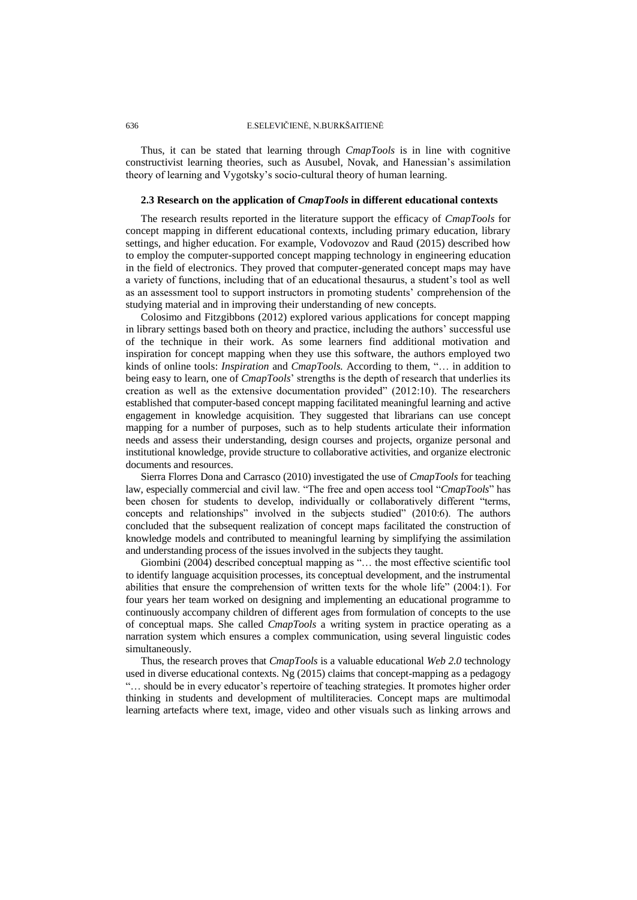Thus, it can be stated that learning through *CmapTools* is in line with cognitive constructivist learning theories, such as Ausubel, Novak, and Hanessian's assimilation theory of learning and Vygotsky's socio-cultural theory of human learning.

### 2.3 Research on the application of *CmapTools* in different educational contexts

The research results reported in the literature support the efficacy of *CmapTools* for concept mapping in different educational contexts, including primary education, library settings, and higher education. For example, Vodovozov and Raud (2015) described how to employ the computer-supported concept mapping technology in engineering education in the field of electronics. They proved that computer-generated concept maps may have a variety of functions, including that of an educational thesaurus, a student's tool as well as an assessment tool to support instructors in promoting students' comprehension of the studying material and in improving their understanding of new concepts.

Colosimo and Fitzgibbons (2012) explored various applications for concept mapping in library settings based both on theory and practice, including the authors' successful use of the technique in their work. As some learners find additional motivation and inspiration for concept mapping when they use this software, the authors employed two kinds of online tools: *Inspiration* and *CmapTools.* According to them, "… in addition to being easy to learn, one of *CmapTools*' strengths is the depth of research that underlies its creation as well as the extensive documentation provided" (2012:10). The researchers established that computer-based concept mapping facilitated meaningful learning and active engagement in knowledge acquisition. They suggested that librarians can use concept mapping for a number of purposes, such as to help students articulate their information needs and assess their understanding, design courses and projects, organize personal and institutional knowledge, provide structure to collaborative activities, and organize electronic documents and resources.

Sierra Florres Dona and Carrasco (2010) investigated the use of *CmapTools* for teaching law, especially commercial and civil law. "The free and open access tool "*CmapTools*" has been chosen for students to develop, individually or collaboratively different "terms, concepts and relationships" involved in the subjects studied" (2010:6). The authors concluded that the subsequent realization of concept maps facilitated the construction of knowledge models and contributed to meaningful learning by simplifying the assimilation and understanding process of the issues involved in the subjects they taught.

Giombini (2004) described conceptual mapping as "… the most effective scientific tool to identify language acquisition processes, its conceptual development, and the instrumental abilities that ensure the comprehension of written texts for the whole life" (2004:1). For four years her team worked on designing and implementing an educational programme to continuously accompany children of different ages from formulation of concepts to the use of conceptual maps. She called *CmapTools* a writing system in practice operating as a narration system which ensures a complex communication, using several linguistic codes simultaneously.

Thus, the research proves that *CmapTools* is a valuable educational *Web 2.0* technology used in diverse educational contexts. Ng (2015) claims that concept-mapping as a pedagogy "… should be in every educator's repertoire of teaching strategies. It promotes higher order thinking in students and development of multiliteracies. Concept maps are multimodal learning artefacts where text, image, video and other visuals such as linking arrows and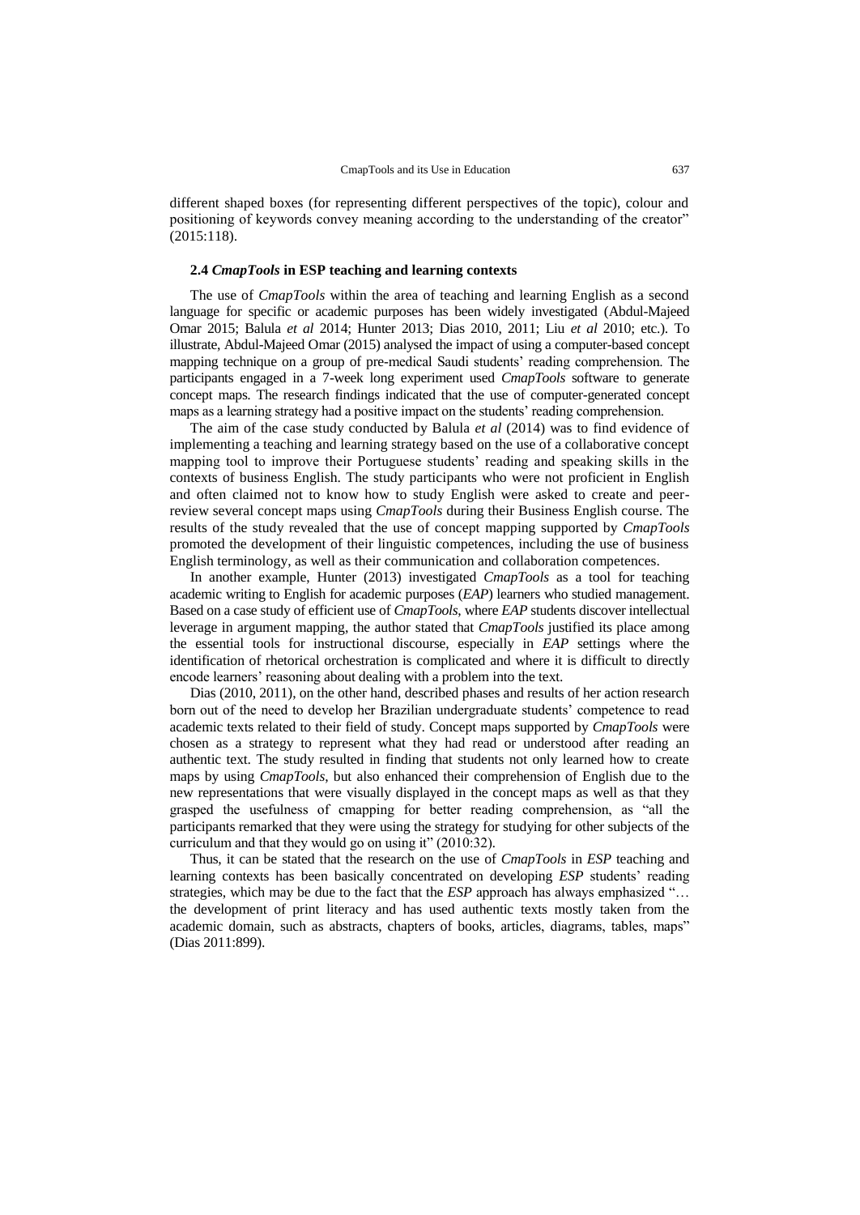different shaped boxes (for representing different perspectives of the topic), colour and positioning of keywords convey meaning according to the understanding of the creator" (2015:118).

### 2.4 *CmapTools* in ESP teaching and learning contexts

The use of *CmapTools* within the area of teaching and learning English as a second language for specific or academic purposes has been widely investigated (Abdul-Majeed Omar 2015; Balula *et al* 2014; Hunter 2013; Dias 2010, 2011; Liu *et al* 2010; etc.). To illustrate, Abdul-Majeed Omar (2015) analysed the impact of using a computer-based concept mapping technique on a group of pre-medical Saudi students' reading comprehension. The participants engaged in a 7-week long experiment used *CmapTools* software to generate concept maps. The research findings indicated that the use of computer-generated concept maps as a learning strategy had a positive impact on the students' reading comprehension.

The aim of the case study conducted by Balula *et al* (2014) was to find evidence of implementing a teaching and learning strategy based on the use of a collaborative concept mapping tool to improve their Portuguese students' reading and speaking skills in the contexts of business English. The study participants who were not proficient in English and often claimed not to know how to study English were asked to create and peer-review several concept maps using *CmapTools* during their Business English course. The results of the study revealed that the use of concept mapping supported by *CmapTools* promoted the development of their linguistic competences, including the use of business English terminology, as well as their communication and collaboration competences.

In another example, Hunter (2013) investigated *CmapTools* as a tool for teaching academic writing to English for academic purposes (*EAP*) learners who studied management. Based on a case study of efficient use of *CmapTools*, where *EAP* students discover intellectual leverage in argument mapping, the author stated that *CmapTools* justified its place among the essential tools for instructional discourse, especially in *EAP* settings where the identification of rhetorical orchestration is complicated and where it is difficult to directly encode learners' reasoning about dealing with a problem into the text.

Dias (2010, 2011), on the other hand, described phases and results of her action research born out of the need to develop her Brazilian undergraduate students' competence to read academic texts related to their field of study. Concept maps supported by *CmapTools* were chosen as a strategy to represent what they had read or understood after reading an authentic text. The study resulted in finding that students not only learned how to create maps by using *CmapTools*, but also enhanced their comprehension of English due to the new representations that were visually displayed in the concept maps as well as that they grasped the usefulness of cmapping for better reading comprehension, as "all the participants remarked that they were using the strategy for studying for other subjects of the curriculum and that they would go on using it" (2010:32).

Thus, it can be stated that the research on the use of *CmapTools* in *ESP* teaching and learning contexts has been basically concentrated on developing *ESP* students' reading strategies, which may be due to the fact that the *ESP* approach has always emphasized "… the development of print literacy and has used authentic texts mostly taken from the academic domain, such as abstracts, chapters of books, articles, diagrams, tables, maps" (Dias 2011:899).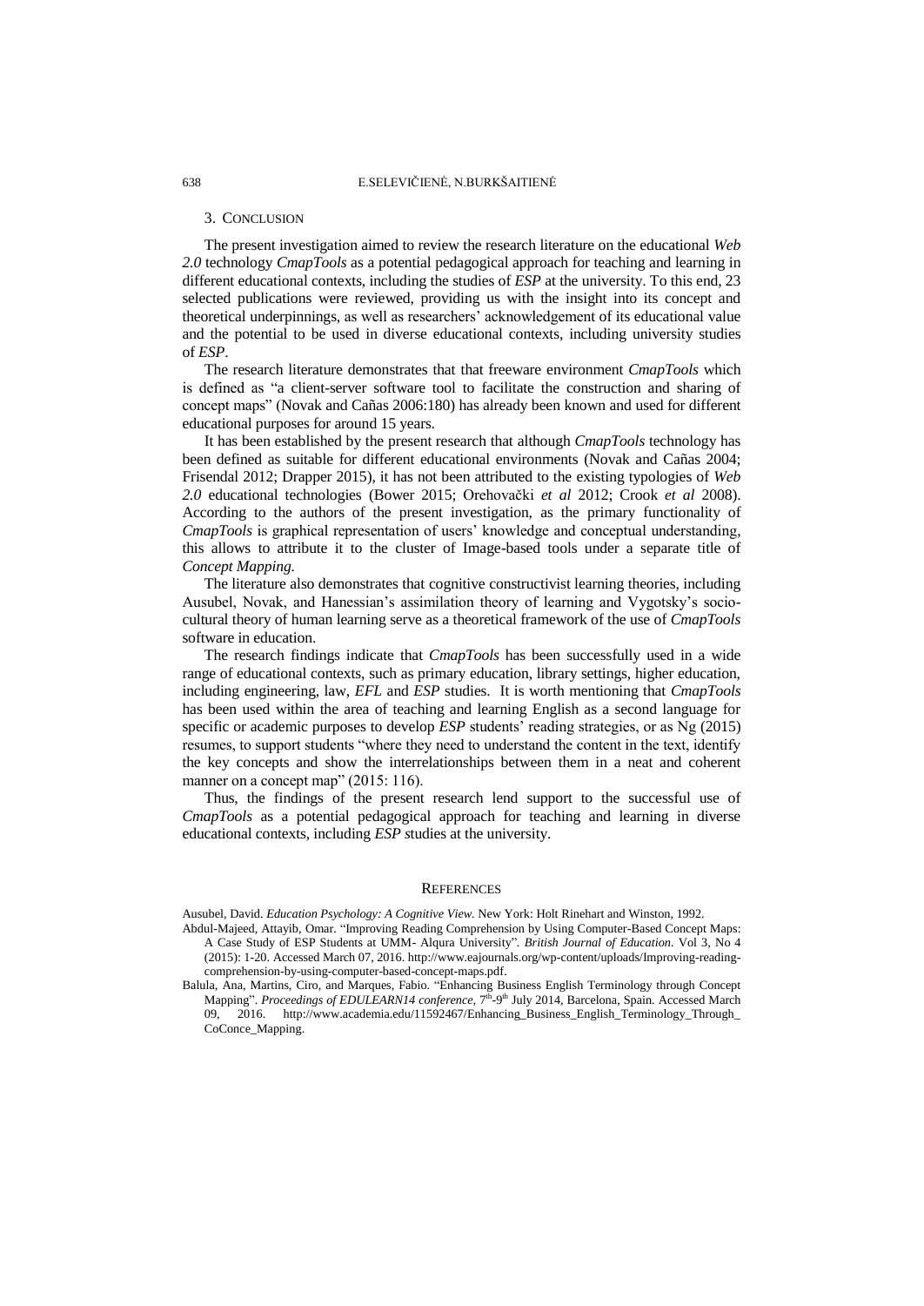## 3. Conclusion

The present investigation aimed to review the research literature on the educational *Web 2.0* technology *CmapTools* as a potential pedagogical approach for teaching and learning in different educational contexts, including the studies of *ESP* at the university. To this end, 23 selected publications were reviewed, providing us with the insight into its concept and theoretical underpinnings, as well as researchers' acknowledgement of its educational value and the potential to be used in diverse educational contexts, including university studies of *ESP*.

The research literature demonstrates that that freeware environment *CmapTools* which is defined as "a client-server software tool to facilitate the construction and sharing of concept maps" (Novak and Cañas 2006:180) has already been known and used for different educational purposes for around 15 years.

It has been established by the present research that although *CmapTools* technology has been defined as suitable for different educational environments (Novak and Cañas 2004; Frisendal 2012; Drapper 2015), it has not been attributed to the existing typologies of *Web 2.0* educational technologies (Bower 2015; Orehovački *et al* 2012; Crook *et al* 2008). According to the authors of the present investigation, as the primary functionality of *CmapTools* is graphical representation of users' knowledge and conceptual understanding, this allows to attribute it to the cluster of Image-based tools under a separate title of *Concept Mapping.*

The literature also demonstrates that cognitive constructivist learning theories, including Ausubel, Novak, and Hanessian's assimilation theory of learning and Vygotsky's socio-cultural theory of human learning serve as a theoretical framework of the use of *CmapTools* software in education.

The research findings indicate that *CmapTools* has been successfully used in a wide range of educational contexts, such as primary education, library settings, higher education, including engineering, law, *EFL* and *ESP* studies. It is worth mentioning that *CmapTools* has been used within the area of teaching and learning English as a second language for specific or academic purposes to develop *ESP* students' reading strategies, or as Ng (2015) resumes, to support students "where they need to understand the content in the text, identify the key concepts and show the interrelationships between them in a neat and coherent manner on a concept map" (2015: 116).

Thus, the findings of the present research lend support to the successful use of *CmapTools* as a potential pedagogical approach for teaching and learning in diverse educational contexts, including *ESP s*tudies at the university.

## References

Ausubel, David. *Education Psychology: A Cognitive View.* New York: Holt Rinehart and Winston, 1992.

Abdul-Majeed, Attayib, Omar. "Improving Reading Comprehension by Using Computer-Based Concept Maps: A Case Study of ESP Students at UMM- Alqura University". *British Journal of Education*. Vol 3, No 4 (2015): 1-20. Accessed March 07, 2016. http://www.eajournals.org/wp-content/uploads/Improving-reading-comprehension-by-using-computer-based-concept-maps.pdf.

Balula, Ana, Martins, Ciro, and Marques, Fabio. "Enhancing Business English Terminology through Concept Mapping". *Proceedings of EDULEARN14 conference*, 7th-9th July 2014, Barcelona, Spain. Accessed March 09, 2016. http://www.academia.edu/11592467/Enhancing_Business_English_Terminology_Through_CoConce_Mapping.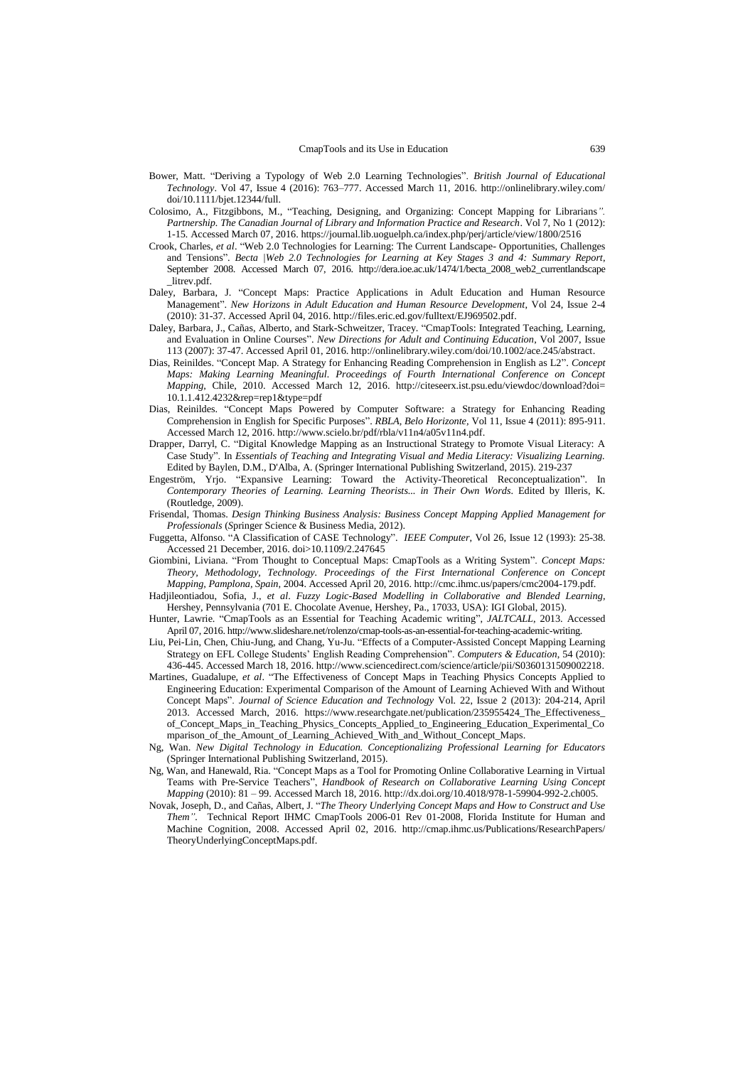Bower, Matt. "Deriving a Typology of Web 2.0 Learning Technologies". *British Journal of Educational Technology*. Vol 47, Issue 4 (2016): 763–777. Accessed March 11, 2016. http://onlinelibrary.wiley.com/doi/10.1111/bjet.12344/full.

Colosimo, A., Fitzgibbons, M., "Teaching, Designing, and Organizing: Concept Mapping for Librarians*". Partnership. The Canadian Journal of Library and Information Practice and Research*. Vol 7, No 1 (2012): 1-15. Accessed March 07, 2016. https://journal.lib.uoguelph.ca/index.php/perj/article/view/1800/2516

Crook, Charles, *et al*. "Web 2.0 Technologies for Learning: The Current Landscape- Opportunities, Challenges and Tensions". *Becta |Web 2.0 Technologies for Learning at Key Stages 3 and 4: Summary Report*, September 2008. Accessed March 07, 2016. http://dera.ioe.ac.uk/1474/1/becta_2008_web2_currentlandscape_litrev.pdf.

Daley, Barbara, J. "Concept Maps: Practice Applications in Adult Education and Human Resource Management". *New Horizons in Adult Education and Human Resource Development*, Vol 24, Issue 2-4 (2010): 31-37. Accessed April 04, 2016. http://files.eric.ed.gov/fulltext/EJ969502.pdf.

Daley, Barbara, J., Cañas, Alberto, and Stark-Schweitzer, Tracey. "CmapTools: Integrated Teaching, Learning, and Evaluation in Online Courses". *New Directions for Adult and Continuing Education*, Vol 2007, Issue 113 (2007): 37-47. Accessed April 01, 2016. http://onlinelibrary.wiley.com/doi/10.1002/ace.245/abstract.

Dias, Reinildes. "Concept Map. A Strategy for Enhancing Reading Comprehension in English as L2". *Concept Maps: Making Learning Meaningful. Proceedings of Fourth International Conference on Concept Mapping*, Chile, 2010. Accessed March 12, 2016. http://citeseerx.ist.psu.edu/viewdoc/download?doi=10.1.1.412.4232&rep=rep1&type=pdf

Dias, Reinildes. "Concept Maps Powered by Computer Software: a Strategy for Enhancing Reading Comprehension in English for Specific Purposes". *RBLA, Belo Horizonte*, Vol 11, Issue 4 (2011): 895-911. Accessed March 12, 2016. http://www.scielo.br/pdf/rbla/v11n4/a05v11n4.pdf.

Drapper, Darryl, C. "Digital Knowledge Mapping as an Instructional Strategy to Promote Visual Literacy: A Case Study". In *Essentials of Teaching and Integrating Visual and Media Literacy: Visualizing Learning.* Edited by Baylen, D.M., D'Alba, A. (Springer International Publishing Switzerland, 2015). 219-237

Engeström, Yrjo. "Expansive Learning: Toward the Activity-Theoretical Reconceptualization". In *Contemporary Theories of Learning. Learning Theorists... in Their Own Words*. Edited by Illeris, K. (Routledge, 2009).

Frisendal, Thomas. *Design Thinking Business Analysis: Business Concept Mapping Applied Management for Professionals* (Springer Science & Business Media, 2012).

Fuggetta, Alfonso. "A Classification of CASE Technology". *IEEE Computer*, Vol 26, Issue 12 (1993): 25-38. Accessed 21 December, 2016. doi>10.1109/2.247645

Giombini, Liviana. "From Thought to Conceptual Maps: CmapTools as a Writing System". *Concept Maps: Theory, Methodology, Technology. Proceedings of the First International Conference on Concept Mapping, Pamplona, Spain*, 2004. Accessed April 20, 2016. http://cmc.ihmc.us/papers/cmc2004-179.pdf.

Hadjileontiadou, Sofia, J., *et al*. *Fuzzy Logic-Based Modelling in Collaborative and Blended Learning*, Hershey, Pennsylvania (701 E. Chocolate Avenue, Hershey, Pa., 17033, USA): IGI Global, 2015).

Hunter, Lawrie. "CmapTools as an Essential for Teaching Academic writing", *JALTCALL*, 2013. Accessed April 07, 2016. http://www.slideshare.net/rolenzo/cmap-tools-as-an-essential-for-teaching-academic-writing.

Liu, Pei-Lin, Chen, Chiu-Jung, and Chang, Yu-Ju. "Effects of a Computer-Assisted Concept Mapping Learning Strategy on EFL College Students' English Reading Comprehension". *Computers & Education*, 54 (2010): 436-445. Accessed March 18, 2016. http://www.sciencedirect.com/science/article/pii/S0360131509002218.

Martines, Guadalupe, *et al*. "The Effectiveness of Concept Maps in Teaching Physics Concepts Applied to Engineering Education: Experimental Comparison of the Amount of Learning Achieved With and Without Concept Maps". *Journal of Science Education and Technology* Vol. 22, Issue 2 (2013): 204-214, April 2013. Accessed March, 2016. https://www.researchgate.net/publication/235955424_The_Effectiveness_of_Concept_Maps_in_Teaching_Physics_Concepts_Applied_to_Engineering_Education_Experimental_Comparison_of_the_Amount_of_Learning_Achieved_With_and_Without_Concept_Maps.

Ng, Wan. *New Digital Technology in Education. Conceptionalizing Professional Learning for Educators* (Springer International Publishing Switzerland, 2015).

Ng, Wan, and Hanewald, Ria. "Concept Maps as a Tool for Promoting Online Collaborative Learning in Virtual Teams with Pre-Service Teachers", *Handbook of Research on Collaborative Learning Using Concept Mapping* (2010): 81 – 99. Accessed March 18, 2016. http://dx.doi.org/10.4018/978-1-59904-992-2.ch005.

Novak, Joseph, D., and Cañas, Albert, J. "*The Theory Underlying Concept Maps and How to Construct and Use Them"*. Technical Report IHMC CmapTools 2006-01 Rev 01-2008, Florida Institute for Human and Machine Cognition, 2008. Accessed April 02, 2016. http://cmap.ihmc.us/Publications/ResearchPapers/TheoryUnderlyingConceptMaps.pdf.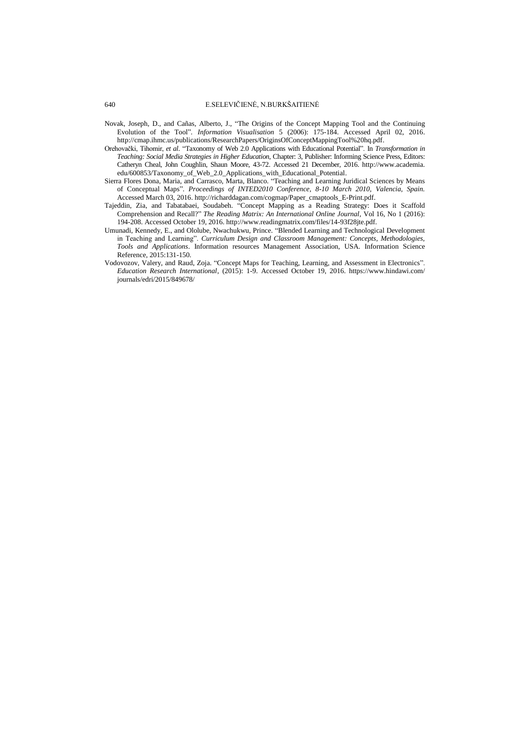Novak, Joseph, D., and Cañas, Alberto, J., "The Origins of the Concept Mapping Tool and the Continuing Evolution of the Tool". *Information Visualisation* 5 (2006): 175-184. Accessed April 02, 2016. http://cmap.ihmc.us/publications/ResearchPapers/OriginsOfConceptMappingTool%20hq.pdf.

Orehovački, Tihomir, *et al*. "Taxonomy of Web 2.0 Applications with Educational Potential". In *Transformation in Teaching: Social Media Strategies in Higher Education*, Chapter: 3, Publisher: Informing Science Press, Editors: Catheryn Cheal, John Coughlin, Shaun Moore, 43-72. Accessed 21 December, 2016. http://www.academia.edu/600853/Taxonomy_of_Web_2.0_Applications_with_Educational_Potential.

Sierra Flores Dona, Maria, and Carrasco, Marta, Blanco. "Teaching and Learning Juridical Sciences by Means of Conceptual Maps". *Proceedings of INTED2010 Conference, 8-10 March 2010, Valencia, Spain.* Accessed March 03, 2016. http://richarddagan.com/cogmap/Paper_cmaptools_E-Print.pdf.

Tajeddin, Zia, and Tabatabaei, Soudabeh. "Concept Mapping as a Reading Strategy: Does it Scaffold Comprehension and Recall?" *The Reading Matrix: An International Online Journal*, Vol 16, No 1 (2016): 194-208. Accessed October 19, 2016. http://www.readingmatrix.com/files/14-93f28jte.pdf.

Umunadi, Kennedy, E., and Ololube, Nwachukwu, Prince. "Blended Learning and Technological Development in Teaching and Learning". *Curriculum Design and Classroom Management: Concepts, Methodologies, Tools and Applications*. Information resources Management Association, USA. Information Science Reference, 2015:131-150.

Vodovozov, Valery, and Raud, Zoja. "Concept Maps for Teaching, Learning, and Assessment in Electronics". *Education Research International*, (2015): 1-9. Accessed October 19, 2016. https://www.hindawi.com/journals/edri/2015/849678/